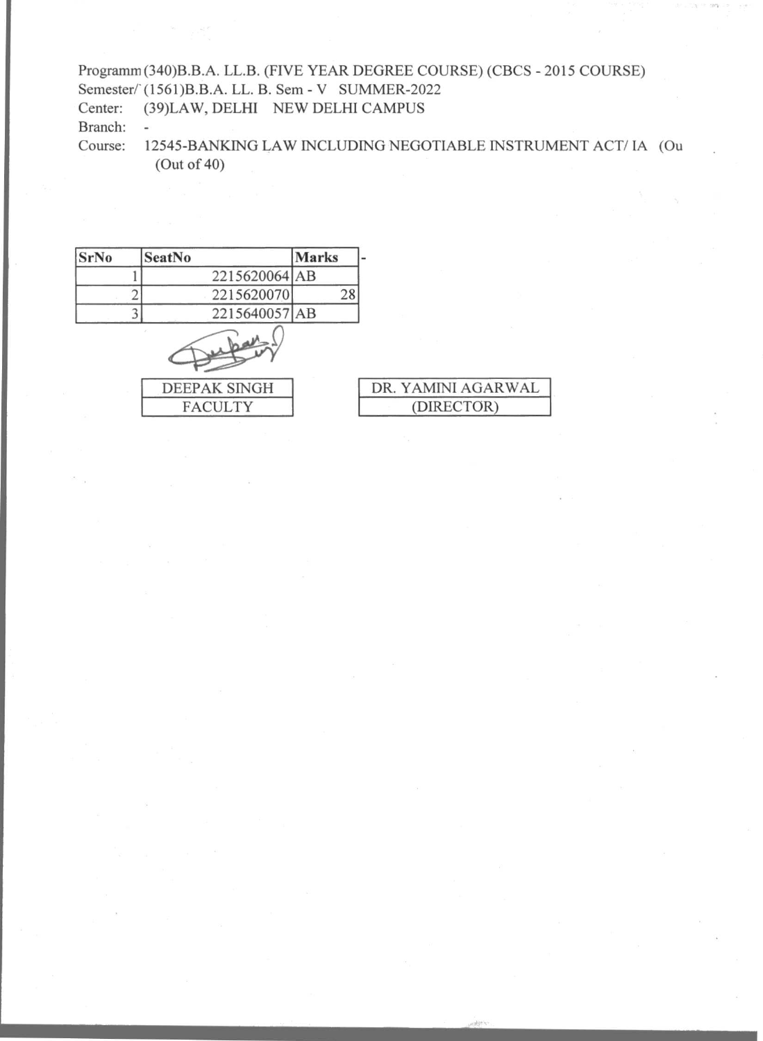Programm (340)B.B.A. LL.B. (FIVE YEAR DEGREE COURSE) (CBCS - 2015 COURSE)
Semester/ (1561)B.B.A. LL. B. Sem - V SUMMER-2022
Center: (39)LAW, DELHI NEW DELHI CAMPUS
Branch: -
Course: 12545-BANKING LAW INCLUDING NEGOTIABLE INSTRUMENT ACT/ IA (Ou (Out of 40)

| SrNo | SeatNo | Marks |
|---|---|---|
| 1 | 2215620064 | AB |
| 2 | 2215620070 | 28 |
| 3 | 2215640057 | AB |

| DEEPAK SINGH | DR. YAMINI AGARWAL |
|---|---|
| FACULTY | (DIRECTOR) |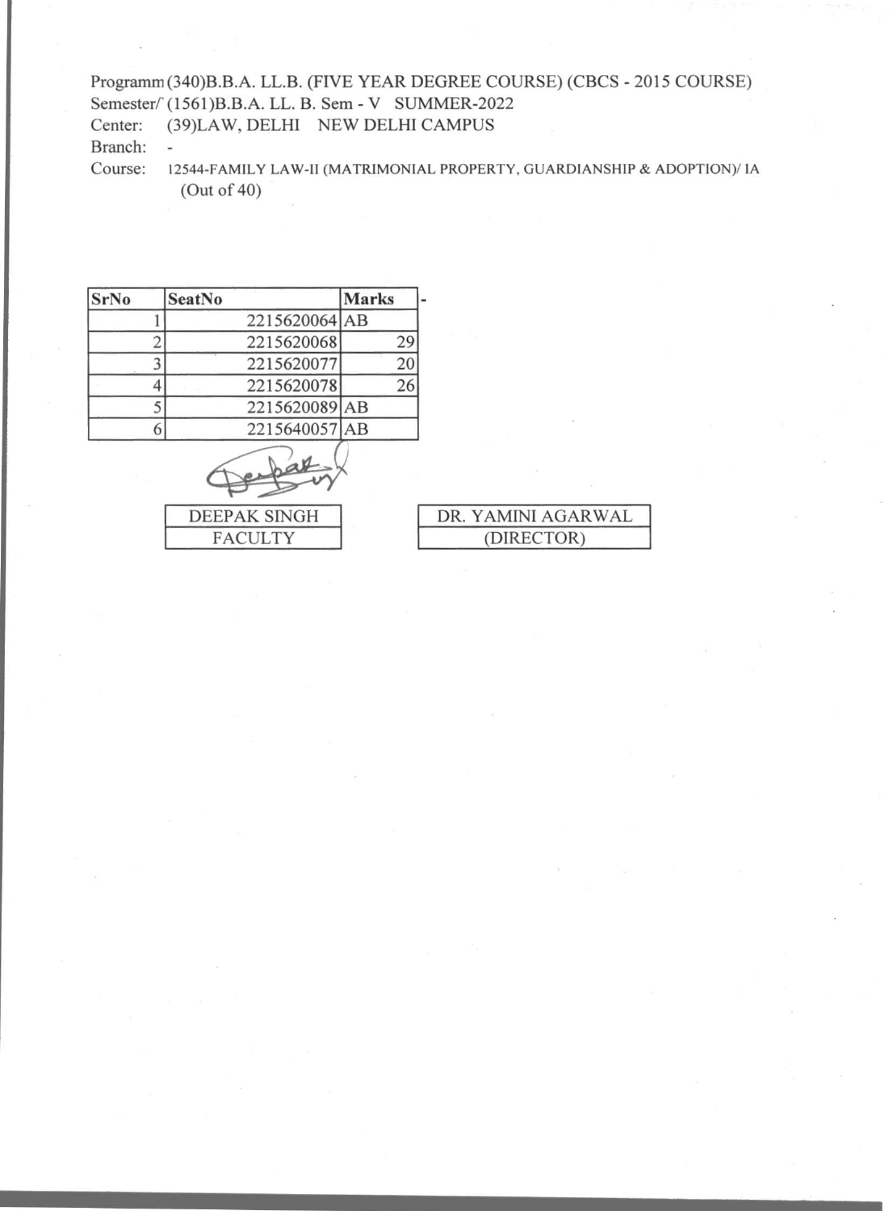Programm (340)B.B.A. LL.B. (FIVE YEAR DEGREE COURSE) (CBCS - 2015 COURSE)
Semester/ (1561)B.B.A. LL. B. Sem - V SUMMER-2022
Center: (39)LAW, DELHI NEW DELHI CAMPUS
Branch: -
Course: 12544-FAMILY LAW-II (MATRIMONIAL PROPERTY, GUARDIANSHIP & ADOPTION)/ IA
(Out of 40)

| SrNo | SeatNo | Marks |
|---|---|---|
| 1 | 2215620064 | AB |
| 2 | 2215620068 | 29 |
| 3 | 2215620077 | 20 |
| 4 | 2215620078 | 26 |
| 5 | 2215620089 | AB |
| 6 | 2215640057 | AB |

| DEEPAK SINGH |
|---|
| FACULTY |

| DR. YAMINI AGARWAL |
|---|
| (DIRECTOR) |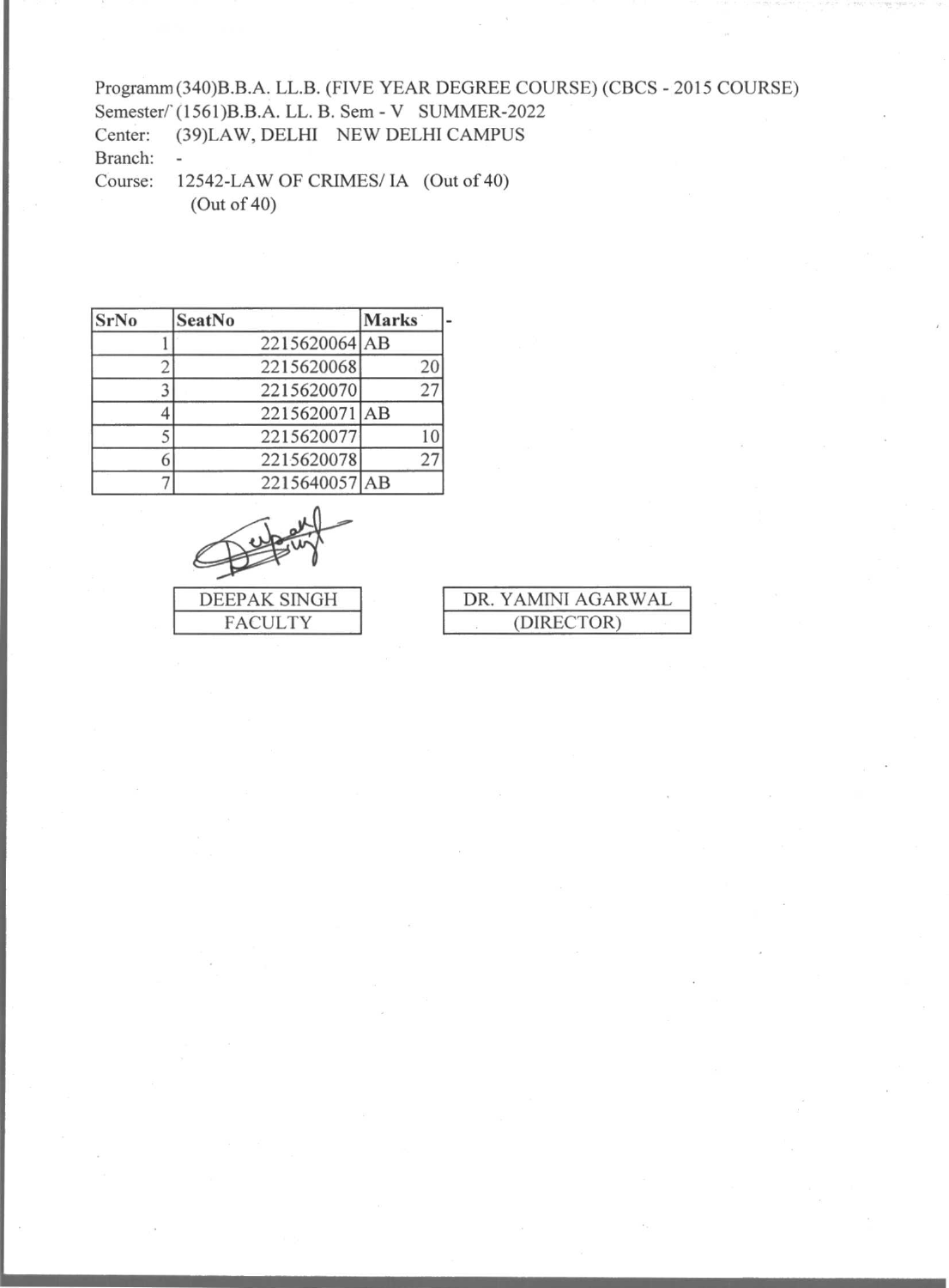Programm (340)B.B.A. LL.B. (FIVE YEAR DEGREE COURSE) (CBCS - 2015 COURSE)
Semester/ (1561)B.B.A. LL. B. Sem - V SUMMER-2022
Center: (39)LAW, DELHI NEW DELHI CAMPUS
Branch: -
Course: 12542-LAW OF CRIMES/ IA (Out of 40)
(Out of 40)

| SrNo | SeatNo | Marks |
|---|---|---|
| 1 | 2215620064 | AB |
| 2 | 2215620068 | 20 |
| 3 | 2215620070 | 27 |
| 4 | 2215620071 | AB |
| 5 | 2215620077 | 10 |
| 6 | 2215620078 | 27 |
| 7 | 2215640057 | AB |

| DEEPAK SINGH | DR. YAMINI AGARWAL |
|---|---|
| FACULTY | (DIRECTOR) |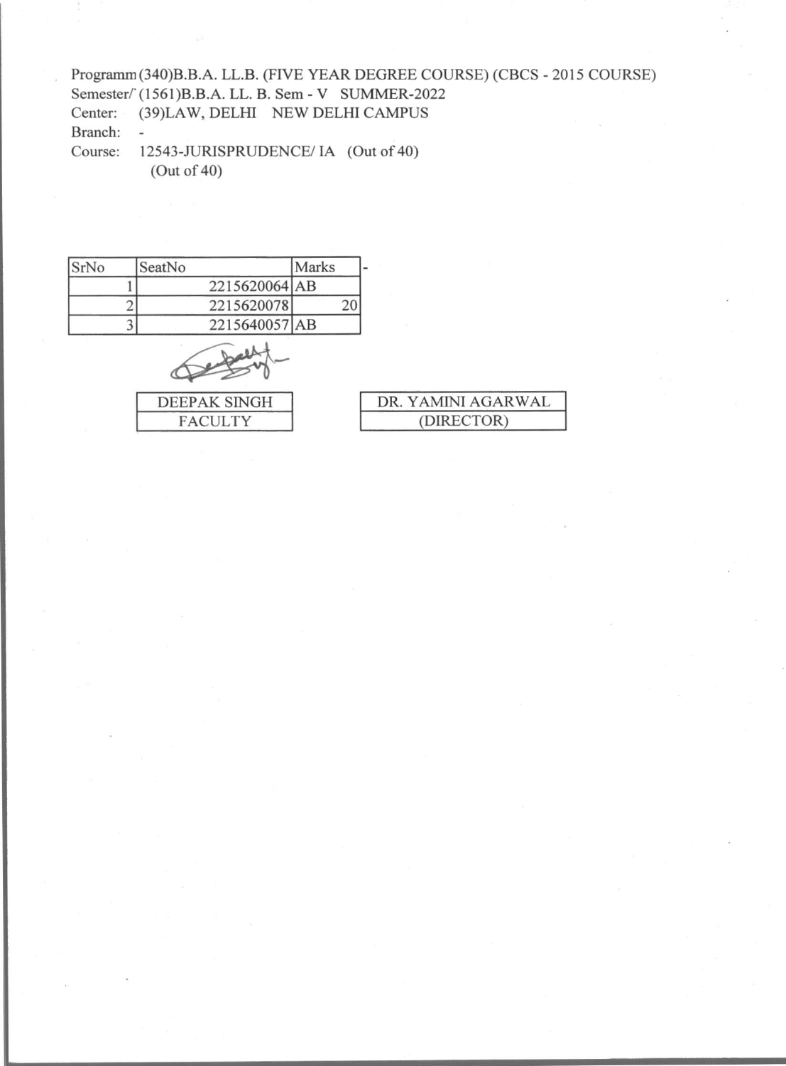Programm (340)B.B.A. LL.B. (FIVE YEAR DEGREE COURSE) (CBCS - 2015 COURSE)
Semester/ (1561)B.B.A. LL. B. Sem - V SUMMER-2022
Center: (39)LAW, DELHI NEW DELHI CAMPUS
Branch: -
Course: 12543-JURISPRUDENCE/ IA (Out of 40)
(Out of 40)

| SrNo | SeatNo | Marks | - |
| --- | --- | --- | --- |
| 1 | 2215620064 | AB | |
| 2 | 2215620078 | 20 | |
| 3 | 2215640057 | AB | |

| DEEPAK SINGH |
| --- |
| FACULTY |

| DR. YAMINI AGARWAL |
| --- |
| (DIRECTOR) |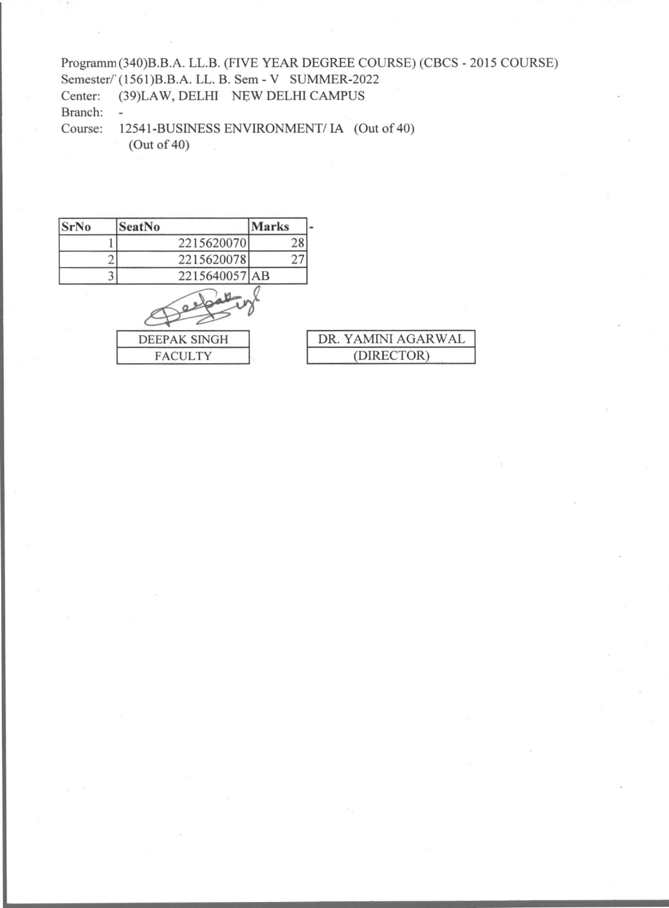Programm (340)B.B.A. LL.B. (FIVE YEAR DEGREE COURSE) (CBCS - 2015 COURSE)
Semester/ (1561)B.B.A. LL. B. Sem - V SUMMER-2022
Center: (39)LAW, DELHI NEW DELHI CAMPUS
Branch: -
Course: 12541-BUSINESS ENVIRONMENT/ IA (Out of 40)
(Out of 40)

| SrNo | SeatNo | Marks |
|---|---|---|
| 1 | 2215620070 | 28 |
| 2 | 2215620078 | 27 |
| 3 | 2215640057 | AB |

| DEEPAK SINGH | DR. YAMINI AGARWAL |
|---|---|
| FACULTY | (DIRECTOR) |